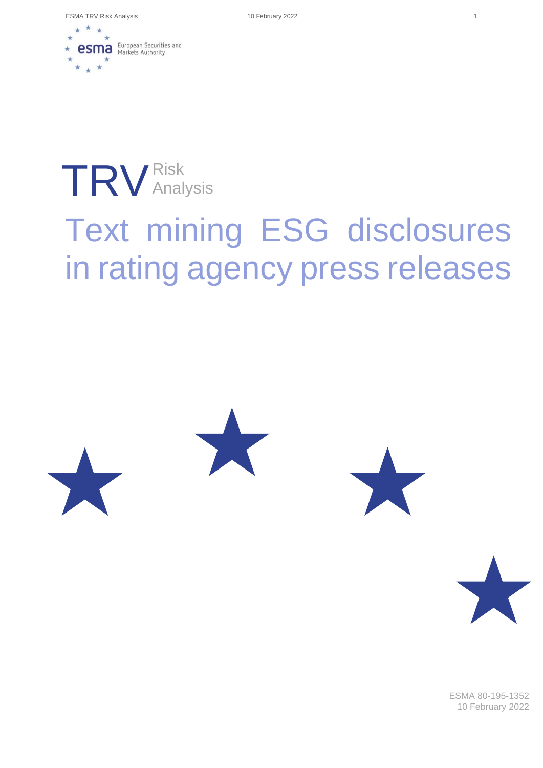European Securities and Markets Authority

# TRV Risk Analysis

# Text mining ESG disclosures in rating agency press releases

ESMA 80-195-1352
10 February 2022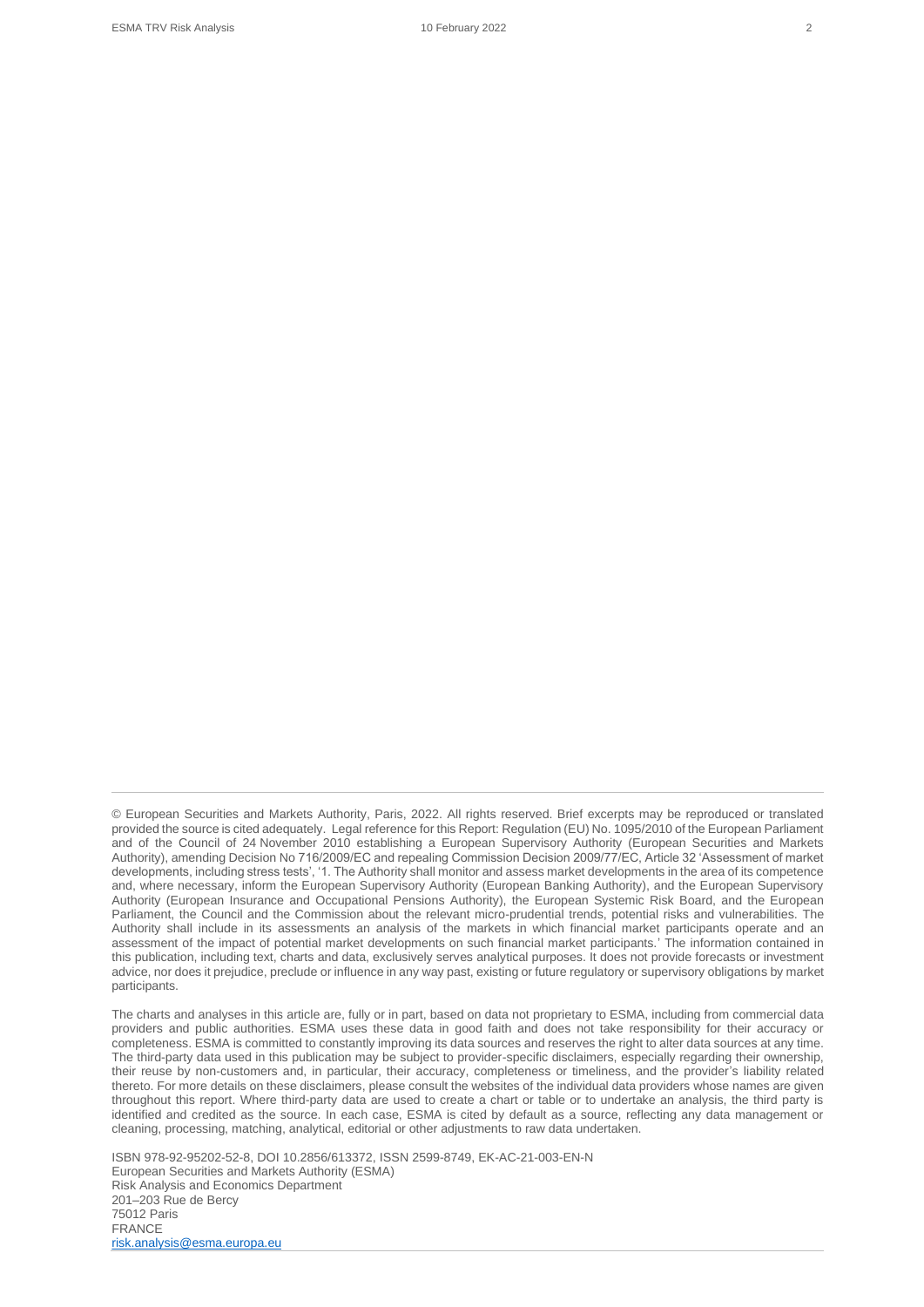© European Securities and Markets Authority, Paris, 2022. All rights reserved. Brief excerpts may be reproduced or translated provided the source is cited adequately. Legal reference for this Report: Regulation (EU) No. 1095/2010 of the European Parliament and of the Council of 24 November 2010 establishing a European Supervisory Authority (European Securities and Markets Authority), amending Decision No 716/2009/EC and repealing Commission Decision 2009/77/EC, Article 32 'Assessment of market developments, including stress tests', '1. The Authority shall monitor and assess market developments in the area of its competence and, where necessary, inform the European Supervisory Authority (European Banking Authority), and the European Supervisory Authority (European Insurance and Occupational Pensions Authority), the European Systemic Risk Board, and the European Parliament, the Council and the Commission about the relevant micro-prudential trends, potential risks and vulnerabilities. The Authority shall include in its assessments an analysis of the markets in which financial market participants operate and an assessment of the impact of potential market developments on such financial market participants.' The information contained in this publication, including text, charts and data, exclusively serves analytical purposes. It does not provide forecasts or investment advice, nor does it prejudice, preclude or influence in any way past, existing or future regulatory or supervisory obligations by market participants.

The charts and analyses in this article are, fully or in part, based on data not proprietary to ESMA, including from commercial data providers and public authorities. ESMA uses these data in good faith and does not take responsibility for their accuracy or completeness. ESMA is committed to constantly improving its data sources and reserves the right to alter data sources at any time. The third-party data used in this publication may be subject to provider-specific disclaimers, especially regarding their ownership, their reuse by non-customers and, in particular, their accuracy, completeness or timeliness, and the provider's liability related thereto. For more details on these disclaimers, please consult the websites of the individual data providers whose names are given throughout this report. Where third-party data are used to create a chart or table or to undertake an analysis, the third party is identified and credited as the source. In each case, ESMA is cited by default as a source, reflecting any data management or cleaning, processing, matching, analytical, editorial or other adjustments to raw data undertaken.

ISBN 978-92-95202-52-8, DOI 10.2856/613372, ISSN 2599-8749, EK-AC-21-003-EN-N
European Securities and Markets Authority (ESMA)
Risk Analysis and Economics Department
201–203 Rue de Bercy
75012 Paris
FRANCE
risk.analysis@esma.europa.eu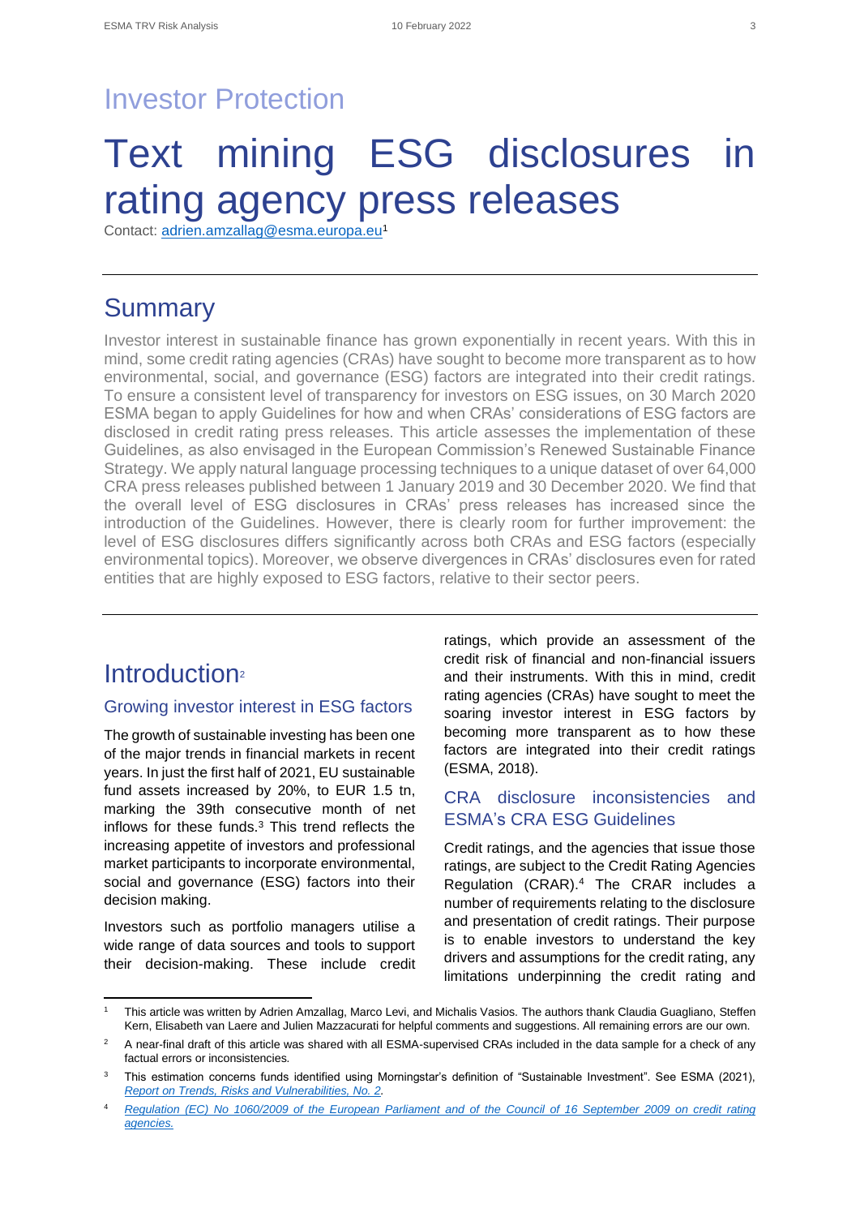# Investor Protection

# Text mining ESG disclosures in rating agency press releases

Contact: adrien.amzallag@esma.europa.eu[1]

## Summary

Investor interest in sustainable finance has grown exponentially in recent years. With this in mind, some credit rating agencies (CRAs) have sought to become more transparent as to how environmental, social, and governance (ESG) factors are integrated into their credit ratings. To ensure a consistent level of transparency for investors on ESG issues, on 30 March 2020 ESMA began to apply Guidelines for how and when CRAs' considerations of ESG factors are disclosed in credit rating press releases. This article assesses the implementation of these Guidelines, as also envisaged in the European Commission's Renewed Sustainable Finance Strategy. We apply natural language processing techniques to a unique dataset of over 64,000 CRA press releases published between 1 January 2019 and 30 December 2020. We find that the overall level of ESG disclosures in CRAs' press releases has increased since the introduction of the Guidelines. However, there is clearly room for further improvement: the level of ESG disclosures differs significantly across both CRAs and ESG factors (especially environmental topics). Moreover, we observe divergences in CRAs' disclosures even for rated entities that are highly exposed to ESG factors, relative to their sector peers.

## Introduction[2]

### Growing investor interest in ESG factors

The growth of sustainable investing has been one of the major trends in financial markets in recent years. In just the first half of 2021, EU sustainable fund assets increased by 20%, to EUR 1.5 tn, marking the 39th consecutive month of net inflows for these funds.[3] This trend reflects the increasing appetite of investors and professional market participants to incorporate environmental, social and governance (ESG) factors into their decision making.

Investors such as portfolio managers utilise a wide range of data sources and tools to support their decision-making. These include credit ratings, which provide an assessment of the credit risk of financial and non-financial issuers and their instruments. With this in mind, credit rating agencies (CRAs) have sought to meet the soaring investor interest in ESG factors by becoming more transparent as to how these factors are integrated into their credit ratings (ESMA, 2018).

### CRA disclosure inconsistencies and ESMA's CRA ESG Guidelines

Credit ratings, and the agencies that issue those ratings, are subject to the Credit Rating Agencies Regulation (CRAR).[4] The CRAR includes a number of requirements relating to the disclosure and presentation of credit ratings. Their purpose is to enable investors to understand the key drivers and assumptions for the credit rating, any limitations underpinning the credit rating and

---

[1] This article was written by Adrien Amzallag, Marco Levi, and Michalis Vasios. The authors thank Claudia Guagliano, Steffen Kern, Elisabeth van Laere and Julien Mazzacurati for helpful comments and suggestions. All remaining errors are our own.

[2] A near-final draft of this article was shared with all ESMA-supervised CRAs included in the data sample for a check of any factual errors or inconsistencies.

[3] This estimation concerns funds identified using Morningstar's definition of "Sustainable Investment". See ESMA (2021), *Report on Trends, Risks and Vulnerabilities, No. 2*.

[4] *Regulation (EC) No 1060/2009 of the European Parliament and of the Council of 16 September 2009 on credit rating agencies.*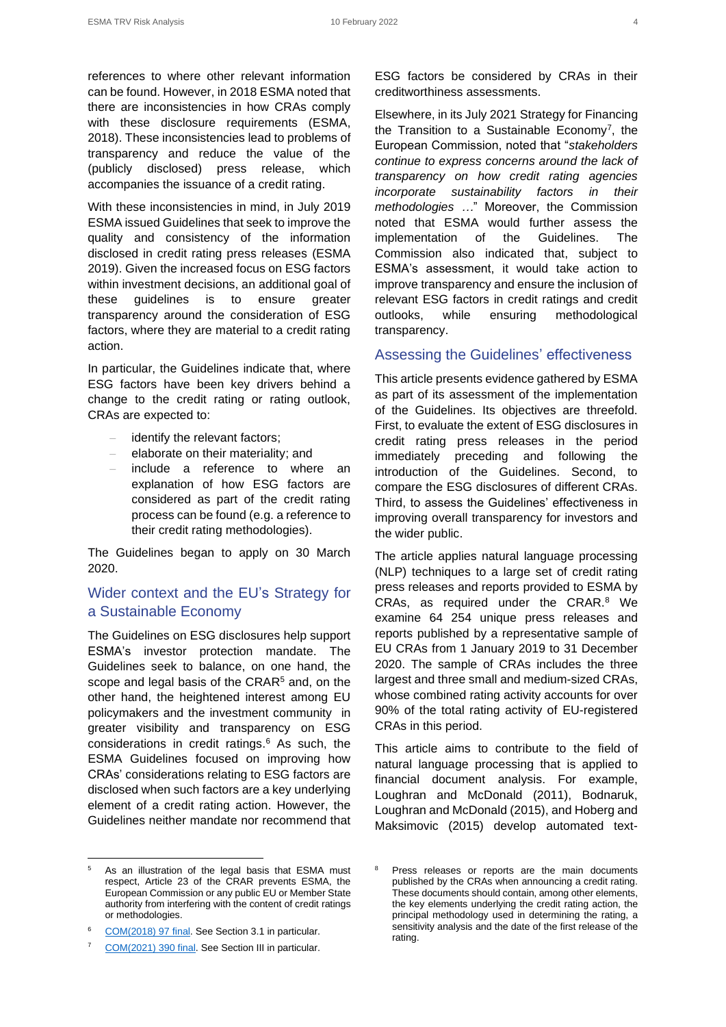references to where other relevant information can be found. However, in 2018 ESMA noted that there are inconsistencies in how CRAs comply with these disclosure requirements (ESMA, 2018). These inconsistencies lead to problems of transparency and reduce the value of the (publicly disclosed) press release, which accompanies the issuance of a credit rating.

With these inconsistencies in mind, in July 2019 ESMA issued Guidelines that seek to improve the quality and consistency of the information disclosed in credit rating press releases (ESMA 2019). Given the increased focus on ESG factors within investment decisions, an additional goal of these guidelines is to ensure greater transparency around the consideration of ESG factors, where they are material to a credit rating action.

In particular, the Guidelines indicate that, where ESG factors have been key drivers behind a change to the credit rating or rating outlook, CRAs are expected to:

- identify the relevant factors;
- elaborate on their materiality; and
- include a reference to where an explanation of how ESG factors are considered as part of the credit rating process can be found (e.g. a reference to their credit rating methodologies).

The Guidelines began to apply on 30 March 2020.

## Wider context and the EU's Strategy for a Sustainable Economy

The Guidelines on ESG disclosures help support ESMA's investor protection mandate. The Guidelines seek to balance, on one hand, the scope and legal basis of the CRAR[5] and, on the other hand, the heightened interest among EU policymakers and the investment community in greater visibility and transparency on ESG considerations in credit ratings.[6] As such, the ESMA Guidelines focused on improving how CRAs' considerations relating to ESG factors are disclosed when such factors are a key underlying element of a credit rating action. However, the Guidelines neither mandate nor recommend that ESG factors be considered by CRAs in their creditworthiness assessments.

Elsewhere, in its July 2021 Strategy for Financing the Transition to a Sustainable Economy[7], the European Commission, noted that "*stakeholders continue to express concerns around the lack of transparency on how credit rating agencies incorporate sustainability factors in their methodologies …*" Moreover, the Commission noted that ESMA would further assess the implementation of the Guidelines. The Commission also indicated that, subject to ESMA's assessment, it would take action to improve transparency and ensure the inclusion of relevant ESG factors in credit ratings and credit outlooks, while ensuring methodological transparency.

## Assessing the Guidelines' effectiveness

This article presents evidence gathered by ESMA as part of its assessment of the implementation of the Guidelines. Its objectives are threefold. First, to evaluate the extent of ESG disclosures in credit rating press releases in the period immediately preceding and following the introduction of the Guidelines. Second, to compare the ESG disclosures of different CRAs. Third, to assess the Guidelines' effectiveness in improving overall transparency for investors and the wider public.

The article applies natural language processing (NLP) techniques to a large set of credit rating press releases and reports provided to ESMA by CRAs, as required under the CRAR.[8] We examine 64 254 unique press releases and reports published by a representative sample of EU CRAs from 1 January 2019 to 31 December 2020. The sample of CRAs includes the three largest and three small and medium-sized CRAs, whose combined rating activity accounts for over 90% of the total rating activity of EU-registered CRAs in this period.

This article aims to contribute to the field of natural language processing that is applied to financial document analysis. For example, Loughran and McDonald (2011), Bodnaruk, Loughran and McDonald (2015), and Hoberg and Maksimovic (2015) develop automated text-

---

[5] As an illustration of the legal basis that ESMA must respect, Article 23 of the CRAR prevents ESMA, the European Commission or any public EU or Member State authority from interfering with the content of credit ratings or methodologies.

[6] COM(2018) 97 final. See Section 3.1 in particular.

[7] COM(2021) 390 final. See Section III in particular.

[8] Press releases or reports are the main documents published by the CRAs when announcing a credit rating. These documents should contain, among other elements, the key elements underlying the credit rating action, the principal methodology used in determining the rating, a sensitivity analysis and the date of the first release of the rating.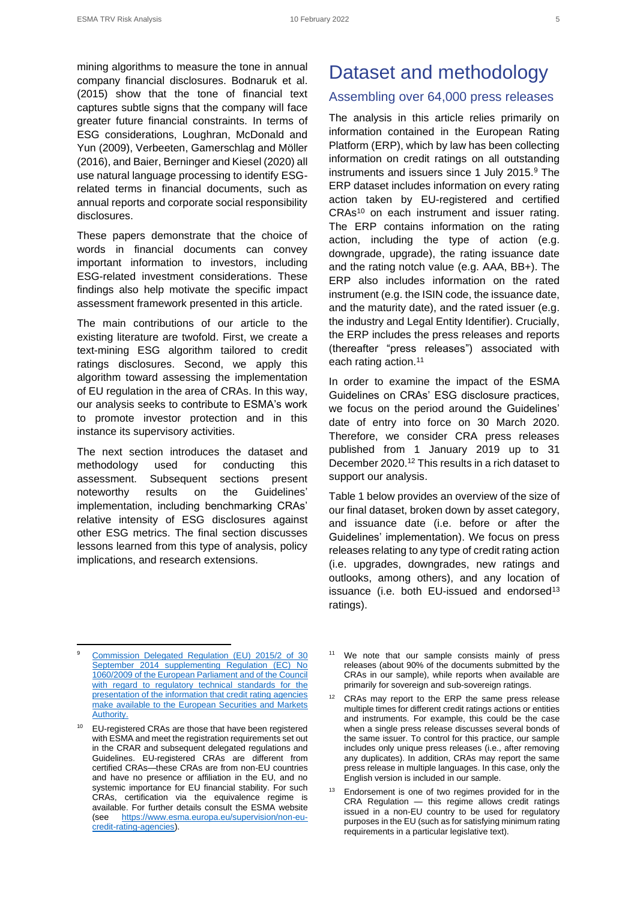mining algorithms to measure the tone in annual company financial disclosures. Bodnaruk et al. (2015) show that the tone of financial text captures subtle signs that the company will face greater future financial constraints. In terms of ESG considerations, Loughran, McDonald and Yun (2009), Verbeeten, Gamerschlag and Möller (2016), and Baier, Berninger and Kiesel (2020) all use natural language processing to identify ESG-related terms in financial documents, such as annual reports and corporate social responsibility disclosures.

These papers demonstrate that the choice of words in financial documents can convey important information to investors, including ESG-related investment considerations. These findings also help motivate the specific impact assessment framework presented in this article.

The main contributions of our article to the existing literature are twofold. First, we create a text-mining ESG algorithm tailored to credit ratings disclosures. Second, we apply this algorithm toward assessing the implementation of EU regulation in the area of CRAs. In this way, our analysis seeks to contribute to ESMA's work to promote investor protection and in this instance its supervisory activities.

The next section introduces the dataset and methodology used for conducting this assessment. Subsequent sections present noteworthy results on the Guidelines' implementation, including benchmarking CRAs' relative intensity of ESG disclosures against other ESG metrics. The final section discusses lessons learned from this type of analysis, policy implications, and research extensions.

# Dataset and methodology

## Assembling over 64,000 press releases

The analysis in this article relies primarily on information contained in the European Rating Platform (ERP), which by law has been collecting information on credit ratings on all outstanding instruments and issuers since 1 July 2015.[9] The ERP dataset includes information on every rating action taken by EU-registered and certified CRAs[10] on each instrument and issuer rating. The ERP contains information on the rating action, including the type of action (e.g. downgrade, upgrade), the rating issuance date and the rating notch value (e.g. AAA, BB+). The ERP also includes information on the rated instrument (e.g. the ISIN code, the issuance date, and the maturity date), and the rated issuer (e.g. the industry and Legal Entity Identifier). Crucially, the ERP includes the press releases and reports (thereafter "press releases") associated with each rating action.[11]

In order to examine the impact of the ESMA Guidelines on CRAs' ESG disclosure practices, we focus on the period around the Guidelines' date of entry into force on 30 March 2020. Therefore, we consider CRA press releases published from 1 January 2019 up to 31 December 2020.[12] This results in a rich dataset to support our analysis.

Table 1 below provides an overview of the size of our final dataset, broken down by asset category, and issuance date (i.e. before or after the Guidelines' implementation). We focus on press releases relating to any type of credit rating action (i.e. upgrades, downgrades, new ratings and outlooks, among others), and any location of issuance (i.e. both EU-issued and endorsed[13] ratings).

---

[9] Commission Delegated Regulation (EU) 2015/2 of 30 September 2014 supplementing Regulation (EC) No 1060/2009 of the European Parliament and of the Council with regard to regulatory technical standards for the presentation of the information that credit rating agencies make available to the European Securities and Markets Authority.

[10] EU-registered CRAs are those that have been registered with ESMA and meet the registration requirements set out in the CRAR and subsequent delegated regulations and Guidelines. EU-registered CRAs are different from certified CRAs—these CRAs are from non-EU countries and have no presence or affiliation in the EU, and no systemic importance for EU financial stability. For such CRAs, certification via the equivalence regime is available. For further details consult the ESMA website (see https://www.esma.europa.eu/supervision/non-eu-credit-rating-agencies).

[11] We note that our sample consists mainly of press releases (about 90% of the documents submitted by the CRAs in our sample), while reports when available are primarily for sovereign and sub-sovereign ratings.

[12] CRAs may report to the ERP the same press release multiple times for different credit ratings actions or entities and instruments. For example, this could be the case when a single press release discusses several bonds of the same issuer. To control for this practice, our sample includes only unique press releases (i.e., after removing any duplicates). In addition, CRAs may report the same press release in multiple languages. In this case, only the English version is included in our sample.

[13] Endorsement is one of two regimes provided for in the CRA Regulation — this regime allows credit ratings issued in a non-EU country to be used for regulatory purposes in the EU (such as for satisfying minimum rating requirements in a particular legislative text).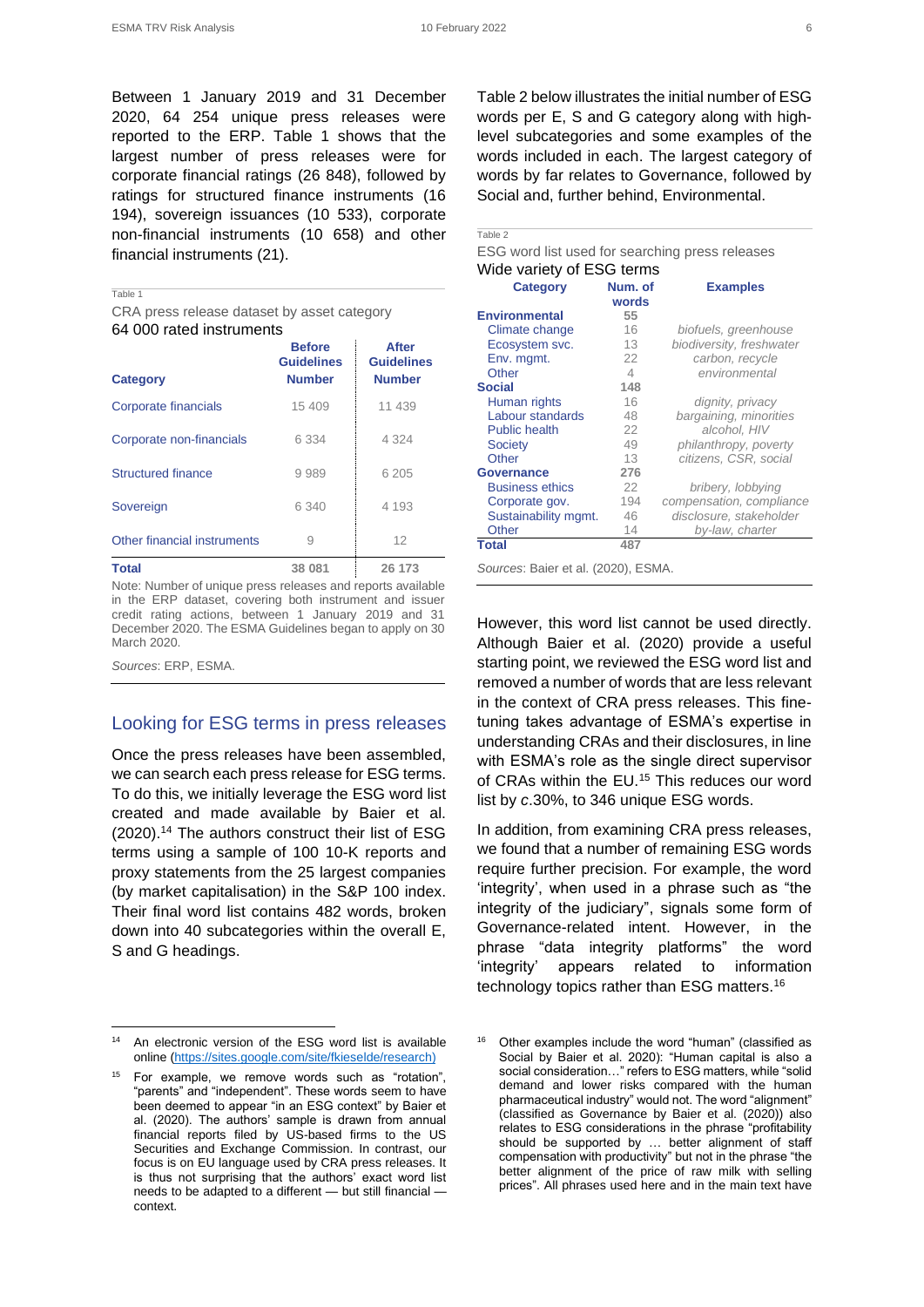Between 1 January 2019 and 31 December 2020, 64 254 unique press releases were reported to the ERP. Table 1 shows that the largest number of press releases were for corporate financial ratings (26 848), followed by ratings for structured finance instruments (16 194), sovereign issuances (10 533), corporate non-financial instruments (10 658) and other financial instruments (21).

Table 1

CRA press release dataset by asset category

64 000 rated instruments

| Category | Before Guidelines Number | After Guidelines Number |
|---|---|---|
| Corporate financials | 15 409 | 11 439 |
| Corporate non-financials | 6 334 | 4 324 |
| Structured finance | 9 989 | 6 205 |
| Sovereign | 6 340 | 4 193 |
| Other financial instruments | 9 | 12 |
| **Total** | **38 081** | **26 173** |

Note: Number of unique press releases and reports available in the ERP dataset, covering both instrument and issuer credit rating actions, between 1 January 2019 and 31 December 2020. The ESMA Guidelines began to apply on 30 March 2020.

*Sources*: ERP, ESMA.

## Looking for ESG terms in press releases

Once the press releases have been assembled, we can search each press release for ESG terms. To do this, we initially leverage the ESG word list created and made available by Baier et al. (2020).[14] The authors construct their list of ESG terms using a sample of 100 10-K reports and proxy statements from the 25 largest companies (by market capitalisation) in the S&P 100 index. Their final word list contains 482 words, broken down into 40 subcategories within the overall E, S and G headings.

Table 2 below illustrates the initial number of ESG words per E, S and G category along with high-level subcategories and some examples of the words included in each. The largest category of words by far relates to Governance, followed by Social and, further behind, Environmental.

Table 2

ESG word list used for searching press releases

Wide variety of ESG terms

| Category | Num. of words | Examples |
|---|---|---|
| **Environmental** | **55** | |
| Climate change | 16 | *biofuels, greenhouse* |
| Ecosystem svc. | 13 | *biodiversity, freshwater* |
| Env. mgmt. | 22 | *carbon, recycle* |
| Other | 4 | *environmental* |
| **Social** | **148** | |
| Human rights | 16 | *dignity, privacy* |
| Labour standards | 48 | *bargaining, minorities* |
| Public health | 22 | *alcohol, HIV* |
| Society | 49 | *philanthropy, poverty* |
| Other | 13 | *citizens, CSR, social* |
| **Governance** | **276** | |
| Business ethics | 22 | *bribery, lobbying* |
| Corporate gov. | 194 | *compensation, compliance* |
| Sustainability mgmt. | 46 | *disclosure, stakeholder* |
| Other | 14 | *by-law, charter* |
| **Total** | **487** | |

*Sources*: Baier et al. (2020), ESMA.

However, this word list cannot be used directly. Although Baier et al. (2020) provide a useful starting point, we reviewed the ESG word list and removed a number of words that are less relevant in the context of CRA press releases. This fine-tuning takes advantage of ESMA's expertise in understanding CRAs and their disclosures, in line with ESMA's role as the single direct supervisor of CRAs within the EU.[15] This reduces our word list by *c*.30%, to 346 unique ESG words.

In addition, from examining CRA press releases, we found that a number of remaining ESG words require further precision. For example, the word 'integrity', when used in a phrase such as "the integrity of the judiciary", signals some form of Governance-related intent. However, in the phrase "data integrity platforms" the word 'integrity' appears related to information technology topics rather than ESG matters.[16]

---

[14] An electronic version of the ESG word list is available online (https://sites.google.com/site/fkieselde/research)

[15] For example, we remove words such as "rotation", "parents" and "independent". These words seem to have been deemed to appear "in an ESG context" by Baier et al. (2020). The authors' sample is drawn from annual financial reports filed by US-based firms to the US Securities and Exchange Commission. In contrast, our focus is on EU language used by CRA press releases. It is thus not surprising that the authors' exact word list needs to be adapted to a different — but still financial — context.

[16] Other examples include the word "human" (classified as Social by Baier et al. 2020): "Human capital is also a social consideration…" refers to ESG matters, while "solid demand and lower risks compared with the human pharmaceutical industry" would not. The word "alignment" (classified as Governance by Baier et al. (2020)) also relates to ESG considerations in the phrase "profitability should be supported by … better alignment of staff compensation with productivity" but not in the phrase "the better alignment of the price of raw milk with selling prices". All phrases used here and in the main text have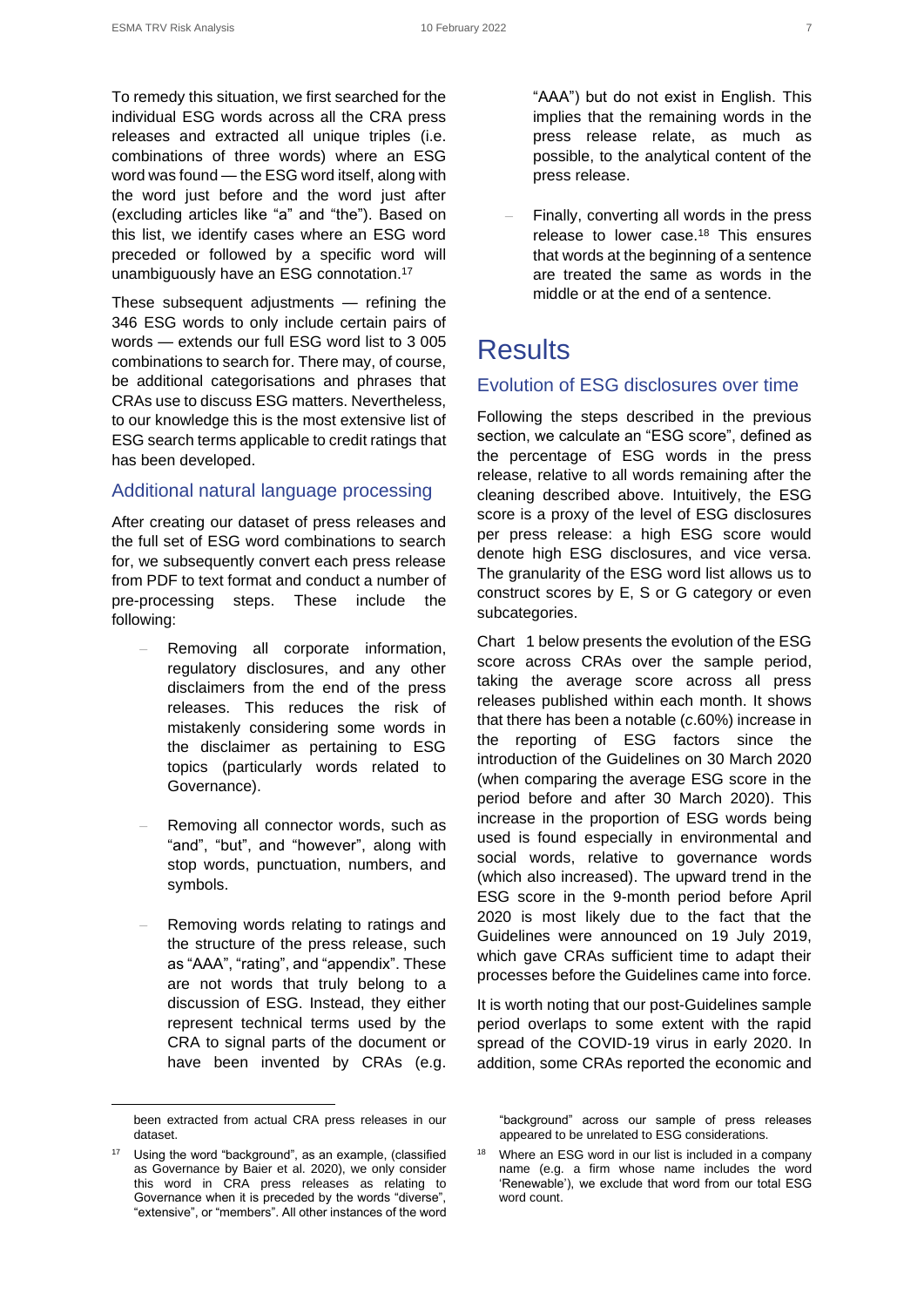To remedy this situation, we first searched for the individual ESG words across all the CRA press releases and extracted all unique triples (i.e. combinations of three words) where an ESG word was found — the ESG word itself, along with the word just before and the word just after (excluding articles like "a" and "the"). Based on this list, we identify cases where an ESG word preceded or followed by a specific word will unambiguously have an ESG connotation.[17]

These subsequent adjustments — refining the 346 ESG words to only include certain pairs of words — extends our full ESG word list to 3 005 combinations to search for. There may, of course, be additional categorisations and phrases that CRAs use to discuss ESG matters. Nevertheless, to our knowledge this is the most extensive list of ESG search terms applicable to credit ratings that has been developed.

### Additional natural language processing

After creating our dataset of press releases and the full set of ESG word combinations to search for, we subsequently convert each press release from PDF to text format and conduct a number of pre-processing steps. These include the following:

- Removing all corporate information, regulatory disclosures, and any other disclaimers from the end of the press releases. This reduces the risk of mistakenly considering some words in the disclaimer as pertaining to ESG topics (particularly words related to Governance).
- Removing all connector words, such as "and", "but", and "however", along with stop words, punctuation, numbers, and symbols.
- Removing words relating to ratings and the structure of the press release, such as "AAA", "rating", and "appendix". These are not words that truly belong to a discussion of ESG. Instead, they either represent technical terms used by the CRA to signal parts of the document or have been invented by CRAs (e.g. "AAA") but do not exist in English. This implies that the remaining words in the press release relate, as much as possible, to the analytical content of the press release.
- Finally, converting all words in the press release to lower case.[18] This ensures that words at the beginning of a sentence are treated the same as words in the middle or at the end of a sentence.

## Results

### Evolution of ESG disclosures over time

Following the steps described in the previous section, we calculate an "ESG score", defined as the percentage of ESG words in the press release, relative to all words remaining after the cleaning described above. Intuitively, the ESG score is a proxy of the level of ESG disclosures per press release: a high ESG score would denote high ESG disclosures, and vice versa. The granularity of the ESG word list allows us to construct scores by E, S or G category or even subcategories.

Chart 1 below presents the evolution of the ESG score across CRAs over the sample period, taking the average score across all press releases published within each month. It shows that there has been a notable (*c*.60%) increase in the reporting of ESG factors since the introduction of the Guidelines on 30 March 2020 (when comparing the average ESG score in the period before and after 30 March 2020). This increase in the proportion of ESG words being used is found especially in environmental and social words, relative to governance words (which also increased). The upward trend in the ESG score in the 9-month period before April 2020 is most likely due to the fact that the Guidelines were announced on 19 July 2019, which gave CRAs sufficient time to adapt their processes before the Guidelines came into force.

It is worth noting that our post-Guidelines sample period overlaps to some extent with the rapid spread of the COVID-19 virus in early 2020. In addition, some CRAs reported the economic and

---

been extracted from actual CRA press releases in our dataset.

[17] Using the word "background", as an example, (classified as Governance by Baier et al. 2020), we only consider this word in CRA press releases as relating to Governance when it is preceded by the words "diverse", "extensive", or "members". All other instances of the word "background" across our sample of press releases appeared to be unrelated to ESG considerations.

[18] Where an ESG word in our list is included in a company name (e.g. a firm whose name includes the word 'Renewable'), we exclude that word from our total ESG word count.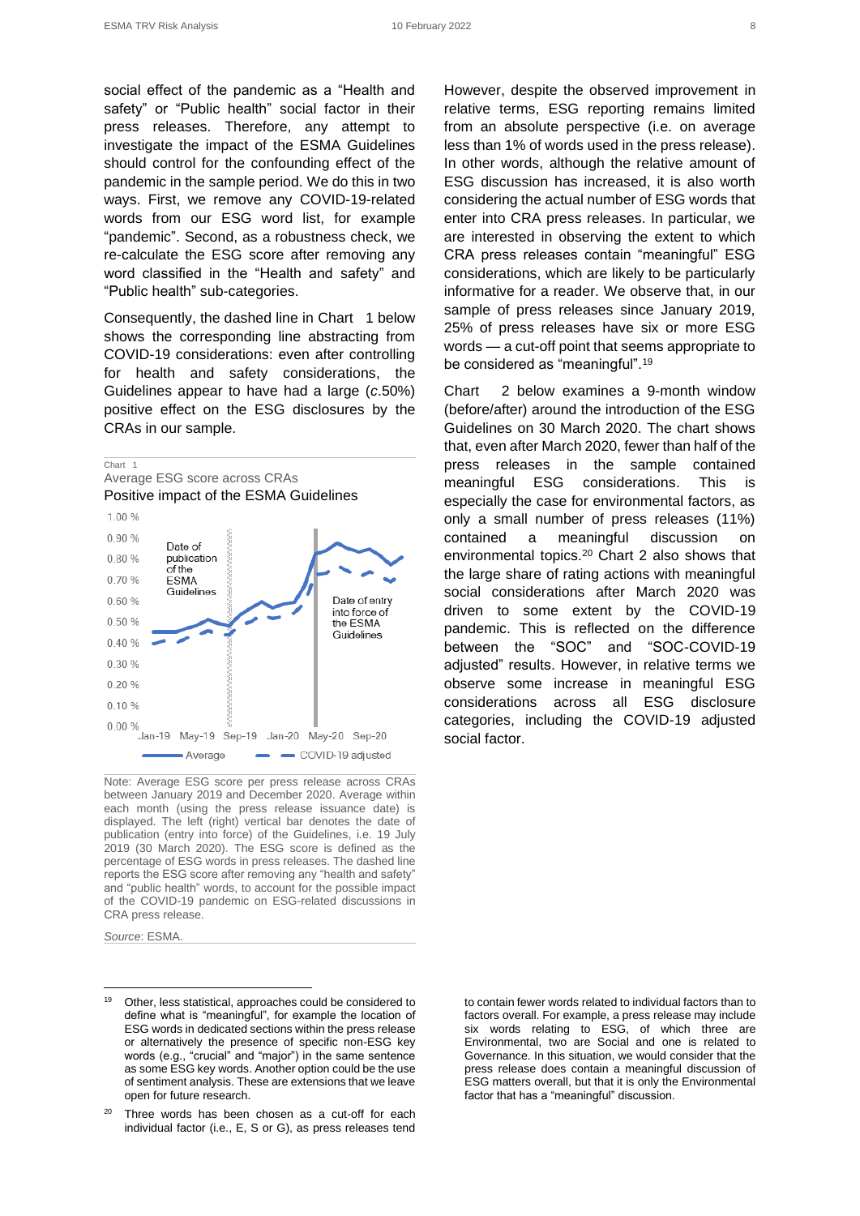social effect of the pandemic as a "Health and safety" or "Public health" social factor in their press releases. Therefore, any attempt to investigate the impact of the ESMA Guidelines should control for the confounding effect of the pandemic in the sample period. We do this in two ways. First, we remove any COVID-19-related words from our ESG word list, for example "pandemic". Second, as a robustness check, we re-calculate the ESG score after removing any word classified in the "Health and safety" and "Public health" sub-categories.

Consequently, the dashed line in Chart 1 below shows the corresponding line abstracting from COVID-19 considerations: even after controlling for health and safety considerations, the Guidelines appear to have had a large (*c*.50%) positive effect on the ESG disclosures by the CRAs in our sample.

Chart 1
Average ESG score across CRAs
Positive impact of the ESMA Guidelines

1.00 %
0.90 %
0.80 %
0.70 %
0.60 %
0.50 %
0.40 %
0.30 %
0.20 %
0.10 %
0.00 %
Jan-19 May-19 Sep-19 Jan-20 May-20 Sep-20
Date of publication of the ESMA Guidelines
Date of entry into force of the ESMA Guidelines
Average
COVID-19 adjusted

Note: Average ESG score per press release across CRAs between January 2019 and December 2020. Average within each month (using the press release issuance date) is displayed. The left (right) vertical bar denotes the date of publication (entry into force) of the Guidelines, i.e. 19 July 2019 (30 March 2020). The ESG score is defined as the percentage of ESG words in press releases. The dashed line reports the ESG score after removing any "health and safety" and "public health" words, to account for the possible impact of the COVID-19 pandemic on ESG-related discussions in CRA press release.

*Source*: ESMA.

However, despite the observed improvement in relative terms, ESG reporting remains limited from an absolute perspective (i.e. on average less than 1% of words used in the press release). In other words, although the relative amount of ESG discussion has increased, it is also worth considering the actual number of ESG words that enter into CRA press releases. In particular, we are interested in observing the extent to which CRA press releases contain "meaningful" ESG considerations, which are likely to be particularly informative for a reader. We observe that, in our sample of press releases since January 2019, 25% of press releases have six or more ESG words — a cut-off point that seems appropriate to be considered as "meaningful".[19]

Chart 2 below examines a 9-month window (before/after) around the introduction of the ESG Guidelines on 30 March 2020. The chart shows that, even after March 2020, fewer than half of the press releases in the sample contained meaningful ESG considerations. This is especially the case for environmental factors, as only a small number of press releases (11%) contained a meaningful discussion on environmental topics.[20] Chart 2 also shows that the large share of rating actions with meaningful social considerations after March 2020 was driven to some extent by the COVID-19 pandemic. This is reflected on the difference between the "SOC" and "SOC-COVID-19 adjusted" results. However, in relative terms we observe some increase in meaningful ESG considerations across all ESG disclosure categories, including the COVID-19 adjusted social factor.

---

[19] Other, less statistical, approaches could be considered to define what is "meaningful", for example the location of ESG words in dedicated sections within the press release or alternatively the presence of specific non-ESG key words (e.g., "crucial" and "major") in the same sentence as some ESG key words. Another option could be the use of sentiment analysis. These are extensions that we leave open for future research.

[20] Three words has been chosen as a cut-off for each individual factor (i.e., E, S or G), as press releases tend to contain fewer words related to individual factors than to factors overall. For example, a press release may include six words relating to ESG, of which three are Environmental, two are Social and one is related to Governance. In this situation, we would consider that the press release does contain a meaningful discussion of ESG matters overall, but that it is only the Environmental factor that has a "meaningful" discussion.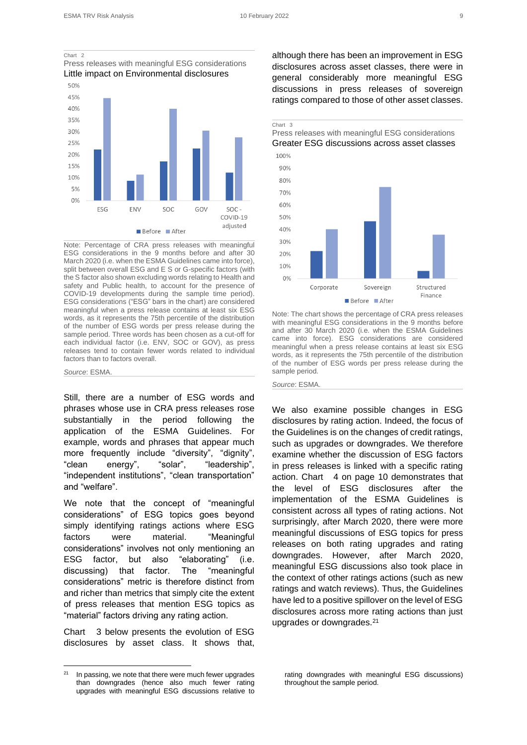Chart 2

Press releases with meaningful ESG considerations

Little impact on Environmental disclosures

50%
45%
40%
35%
30%
25%
20%
15%
10%
5%
0%

ESG
ENV
SOC
GOV
SOC - COVID-19 adjusted

Before
After

Note: Percentage of CRA press releases with meaningful ESG considerations in the 9 months before and after 30 March 2020 (i.e. when the ESMA Guidelines came into force), split between overall ESG and E S or G-specific factors (with the S factor also shown excluding words relating to Health and safety and Public health, to account for the presence of COVID-19 developments during the sample time period). ESG considerations ("ESG" bars in the chart) are considered meaningful when a press release contains at least six ESG words, as it represents the 75th percentile of the distribution of the number of ESG words per press release during the sample period. Three words has been chosen as a cut-off for each individual factor (i.e. ENV, SOC or GOV), as press releases tend to contain fewer words related to individual factors than to factors overall.

*Source*: ESMA.

Still, there are a number of ESG words and phrases whose use in CRA press releases rose substantially in the period following the application of the ESMA Guidelines. For example, words and phrases that appear much more frequently include "diversity", "dignity", "clean energy", "solar", "leadership", "independent institutions", "clean transportation" and "welfare".

We note that the concept of "meaningful considerations" of ESG topics goes beyond simply identifying ratings actions where ESG factors were material. "Meaningful considerations" involves not only mentioning an ESG factor, but also "elaborating" (i.e. discussing) that factor. The "meaningful considerations" metric is therefore distinct from and richer than metrics that simply cite the extent of press releases that mention ESG topics as "material" factors driving any rating action.

Chart 3 below presents the evolution of ESG disclosures by asset class. It shows that, although there has been an improvement in ESG disclosures across asset classes, there were in general considerably more meaningful ESG discussions in press releases of sovereign ratings compared to those of other asset classes.

Chart 3

Press releases with meaningful ESG considerations

Greater ESG discussions across asset classes

100%
90%
80%
70%
60%
50%
40%
30%
20%
10%
0%

Corporate
Sovereign
Structured Finance

Before
After

Note: The chart shows the percentage of CRA press releases with meaningful ESG considerations in the 9 months before and after 30 March 2020 (i.e. when the ESMA Guidelines came into force). ESG considerations are considered meaningful when a press release contains at least six ESG words, as it represents the 75th percentile of the distribution of the number of ESG words per press release during the sample period.

*Source*: ESMA.

We also examine possible changes in ESG disclosures by rating action. Indeed, the focus of the Guidelines is on the changes of credit ratings, such as upgrades or downgrades. We therefore examine whether the discussion of ESG factors in press releases is linked with a specific rating action. Chart 4 on page 10 demonstrates that the level of ESG disclosures after the implementation of the ESMA Guidelines is consistent across all types of rating actions. Not surprisingly, after March 2020, there were more meaningful discussions of ESG topics for press releases on both rating upgrades and rating downgrades. However, after March 2020, meaningful ESG discussions also took place in the context of other ratings actions (such as new ratings and watch reviews). Thus, the Guidelines have led to a positive spillover on the level of ESG disclosures across more rating actions than just upgrades or downgrades.[21]

[21] In passing, we note that there were much fewer upgrades than downgrades (hence also much fewer rating upgrades with meaningful ESG discussions relative to rating downgrades with meaningful ESG discussions) throughout the sample period.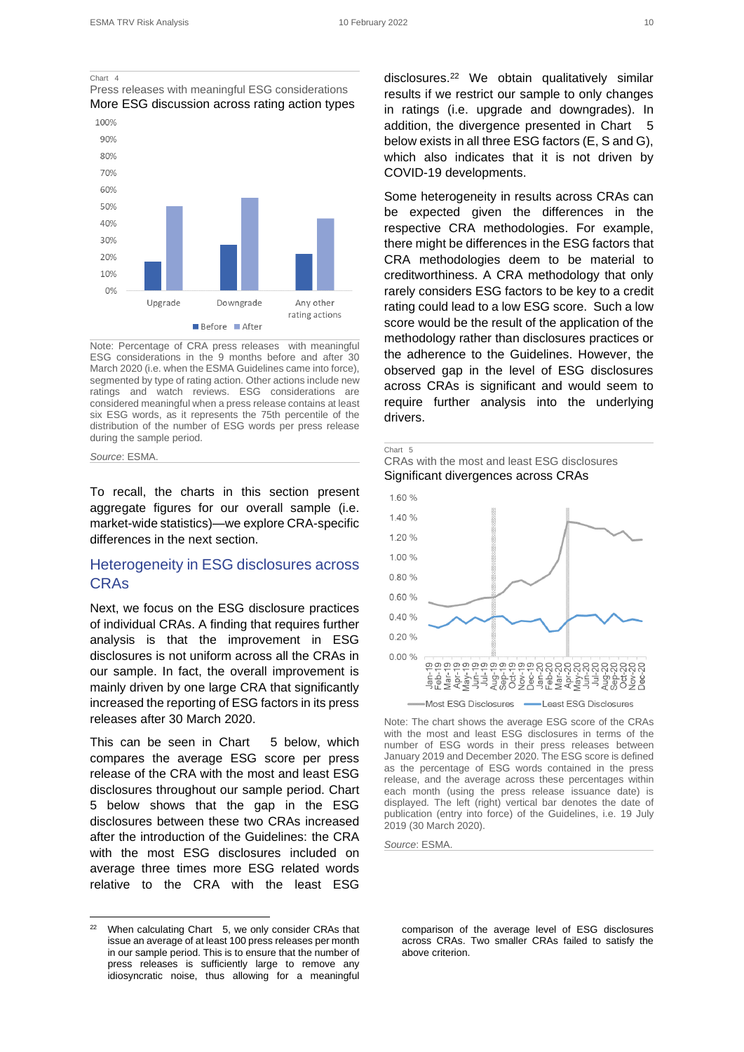Chart 4

Press releases with meaningful ESG considerations

More ESG discussion across rating action types

100%
90%
80%
70%
60%
50%
40%
30%
20%
10%
0%

Upgrade
Downgrade
Any other rating actions

Before
After

Note: Percentage of CRA press releases with meaningful ESG considerations in the 9 months before and after 30 March 2020 (i.e. when the ESMA Guidelines came into force), segmented by type of rating action. Other actions include new ratings and watch reviews. ESG considerations are considered meaningful when a press release contains at least six ESG words, as it represents the 75th percentile of the distribution of the number of ESG words per press release during the sample period.

*Source*: ESMA.

To recall, the charts in this section present aggregate figures for our overall sample (i.e. market-wide statistics)—we explore CRA-specific differences in the next section.

## Heterogeneity in ESG disclosures across CRAs

Next, we focus on the ESG disclosure practices of individual CRAs. A finding that requires further analysis is that the improvement in ESG disclosures is not uniform across all the CRAs in our sample. In fact, the overall improvement is mainly driven by one large CRA that significantly increased the reporting of ESG factors in its press releases after 30 March 2020.

This can be seen in Chart 5 below, which compares the average ESG score per press release of the CRA with the most and least ESG disclosures throughout our sample period. Chart 5 below shows that the gap in the ESG disclosures between these two CRAs increased after the introduction of the Guidelines: the CRA with the most ESG disclosures included on average three times more ESG related words relative to the CRA with the least ESG disclosures.[22] We obtain qualitatively similar results if we restrict our sample to only changes in ratings (i.e. upgrade and downgrades). In addition, the divergence presented in Chart 5 below exists in all three ESG factors (E, S and G), which also indicates that it is not driven by COVID-19 developments.

Some heterogeneity in results across CRAs can be expected given the differences in the respective CRA methodologies. For example, there might be differences in the ESG factors that CRA methodologies deem to be material to creditworthiness. A CRA methodology that only rarely considers ESG factors to be key to a credit rating could lead to a low ESG score. Such a low score would be the result of the application of the methodology rather than disclosures practices or the adherence to the Guidelines. However, the observed gap in the level of ESG disclosures across CRAs is significant and would seem to require further analysis into the underlying drivers.

Chart 5

CRAs with the most and least ESG disclosures

Significant divergences across CRAs

1.60 %
1.40 %
1.20 %
1.00 %
0.80 %
0.60 %
0.40 %
0.20 %
0.00 %

Jan-19 Feb-19 Mar-19 Apr-19 May-19 Jun-19 Jul-19 Aug-19 Sep-19 Oct-19 Nov-19 Dec-19 Jan-20 Feb-20 Mar-20 Apr-20 May-20 Jun-20 Jul-20 Aug-20 Sep-20 Oct-20 Nov-20 Dec-20

Most ESG Disclosures
Least ESG Disclosures

Note: The chart shows the average ESG score of the CRAs with the most and least ESG disclosures in terms of the number of ESG words in their press releases between January 2019 and December 2020. The ESG score is defined as the percentage of ESG words contained in the press release, and the average across these percentages within each month (using the press release issuance date) is displayed. The left (right) vertical bar denotes the date of publication (entry into force) of the Guidelines, i.e. 19 July 2019 (30 March 2020).

*Source*: ESMA.

[22] When calculating Chart 5, we only consider CRAs that issue an average of at least 100 press releases per month in our sample period. This is to ensure that the number of press releases is sufficiently large to remove any idiosyncratic noise, thus allowing for a meaningful comparison of the average level of ESG disclosures across CRAs. Two smaller CRAs failed to satisfy the above criterion.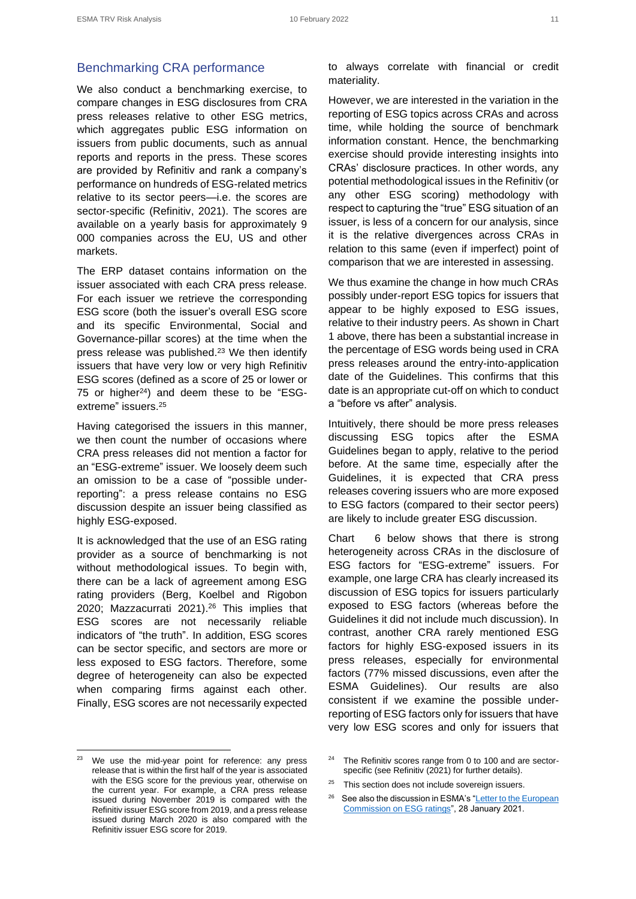## Benchmarking CRA performance

We also conduct a benchmarking exercise, to compare changes in ESG disclosures from CRA press releases relative to other ESG metrics, which aggregates public ESG information on issuers from public documents, such as annual reports and reports in the press. These scores are provided by Refinitiv and rank a company's performance on hundreds of ESG-related metrics relative to its sector peers—i.e. the scores are sector-specific (Refinitiv, 2021). The scores are available on a yearly basis for approximately 9 000 companies across the EU, US and other markets.

The ERP dataset contains information on the issuer associated with each CRA press release. For each issuer we retrieve the corresponding ESG score (both the issuer's overall ESG score and its specific Environmental, Social and Governance-pillar scores) at the time when the press release was published.[23] We then identify issuers that have very low or very high Refinitiv ESG scores (defined as a score of 25 or lower or 75 or higher[24]) and deem these to be "ESG-extreme" issuers.[25]

Having categorised the issuers in this manner, we then count the number of occasions where CRA press releases did not mention a factor for an "ESG-extreme" issuer. We loosely deem such an omission to be a case of "possible under-reporting": a press release contains no ESG discussion despite an issuer being classified as highly ESG-exposed.

It is acknowledged that the use of an ESG rating provider as a source of benchmarking is not without methodological issues. To begin with, there can be a lack of agreement among ESG rating providers (Berg, Koelbel and Rigobon 2020; Mazzacurrati 2021).[26] This implies that ESG scores are not necessarily reliable indicators of "the truth". In addition, ESG scores can be sector specific, and sectors are more or less exposed to ESG factors. Therefore, some degree of heterogeneity can also be expected when comparing firms against each other. Finally, ESG scores are not necessarily expected to always correlate with financial or credit materiality.

However, we are interested in the variation in the reporting of ESG topics across CRAs and across time, while holding the source of benchmark information constant. Hence, the benchmarking exercise should provide interesting insights into CRAs' disclosure practices. In other words, any potential methodological issues in the Refinitiv (or any other ESG scoring) methodology with respect to capturing the "true" ESG situation of an issuer, is less of a concern for our analysis, since it is the relative divergences across CRAs in relation to this same (even if imperfect) point of comparison that we are interested in assessing.

We thus examine the change in how much CRAs possibly under-report ESG topics for issuers that appear to be highly exposed to ESG issues, relative to their industry peers. As shown in Chart 1 above, there has been a substantial increase in the percentage of ESG words being used in CRA press releases around the entry-into-application date of the Guidelines. This confirms that this date is an appropriate cut-off on which to conduct a "before vs after" analysis.

Intuitively, there should be more press releases discussing ESG topics after the ESMA Guidelines began to apply, relative to the period before. At the same time, especially after the Guidelines, it is expected that CRA press releases covering issuers who are more exposed to ESG factors (compared to their sector peers) are likely to include greater ESG discussion.

Chart 6 below shows that there is strong heterogeneity across CRAs in the disclosure of ESG factors for "ESG-extreme" issuers. For example, one large CRA has clearly increased its discussion of ESG topics for issuers particularly exposed to ESG factors (whereas before the Guidelines it did not include much discussion). In contrast, another CRA rarely mentioned ESG factors for highly ESG-exposed issuers in its press releases, especially for environmental factors (77% missed discussions, even after the ESMA Guidelines). Our results are also consistent if we examine the possible under-reporting of ESG factors only for issuers that have very low ESG scores and only for issuers that

---

[23] We use the mid-year point for reference: any press release that is within the first half of the year is associated with the ESG score for the previous year, otherwise on the current year. For example, a CRA press release issued during November 2019 is compared with the Refinitiv issuer ESG score from 2019, and a press release issued during March 2020 is also compared with the Refinitiv issuer ESG score for 2019.

[24] The Refinitiv scores range from 0 to 100 and are sector-specific (see Refinitiv (2021) for further details).

[25] This section does not include sovereign issuers.

[26] See also the discussion in ESMA's "Letter to the European Commission on ESG ratings", 28 January 2021.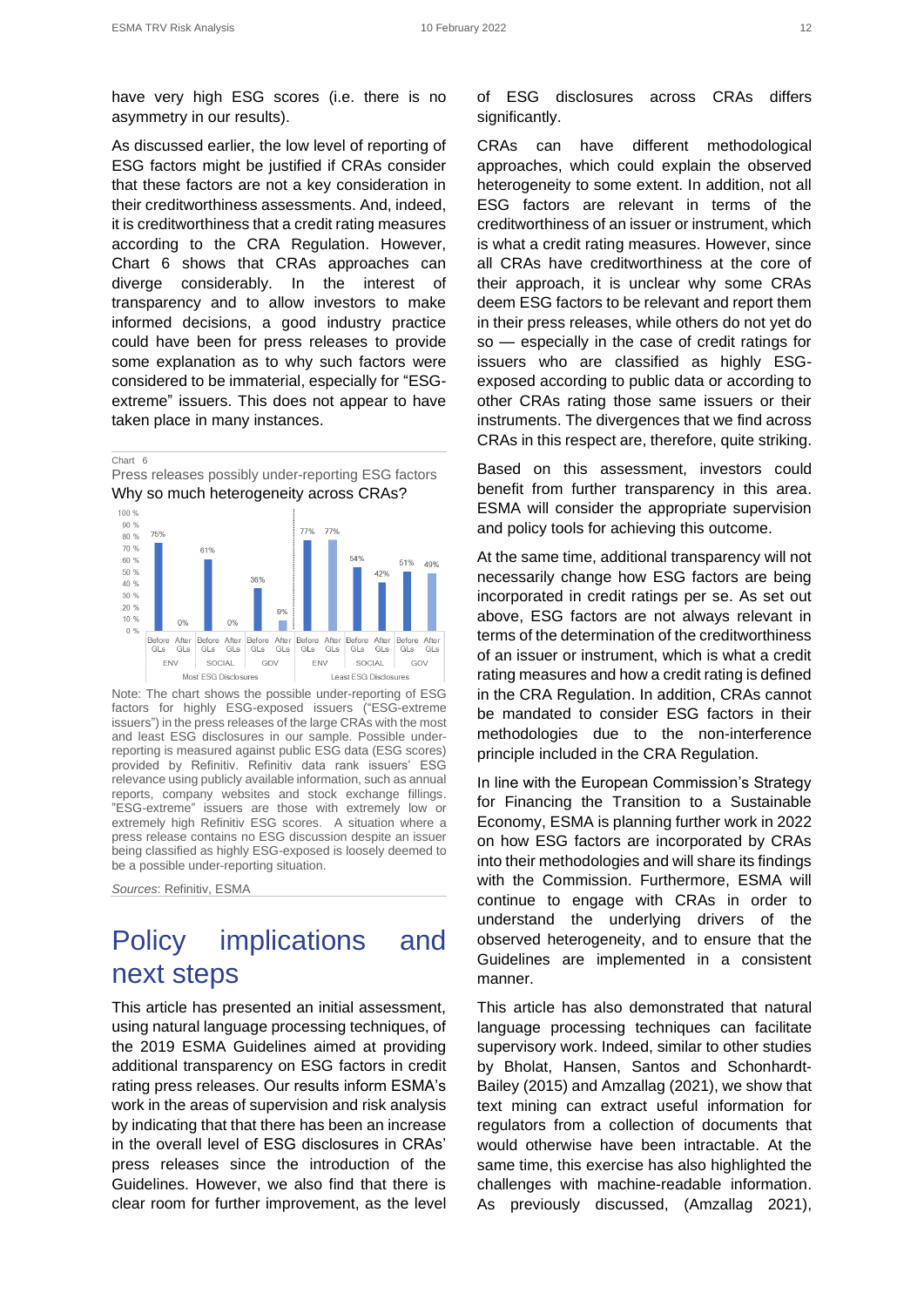have very high ESG scores (i.e. there is no asymmetry in our results).

As discussed earlier, the low level of reporting of ESG factors might be justified if CRAs consider that these factors are not a key consideration in their creditworthiness assessments. And, indeed, it is creditworthiness that a credit rating measures according to the CRA Regulation. However, Chart 6 shows that CRAs approaches can diverge considerably. In the interest of transparency and to allow investors to make informed decisions, a good industry practice could have been for press releases to provide some explanation as to why such factors were considered to be immaterial, especially for "ESG-extreme" issuers. This does not appear to have taken place in many instances.

Chart 6

Press releases possibly under-reporting ESG factors

Why so much heterogeneity across CRAs?

100 %
90 %
80 %
70 %
60 %
50 %
40 %
30 %
20 %
10 %
0 %

75%
0%
61%
0%
36%
9%
77%
77%
54%
42%
51%
49%

Before GLs
After GLs
Before GLs
After GLs
Before GLs
After GLs
Before GLs
After GLs
Before GLs
After GLs
Before GLs
After GLs

ENV
SOCIAL
GOV
ENV
SOCIAL
GOV

Most ESG Disclosures
Least ESG Disclosures

Note: The chart shows the possible under-reporting of ESG factors for highly ESG-exposed issuers ("ESG-extreme issuers") in the press releases of the large CRAs with the most and least ESG disclosures in our sample. Possible under-reporting is measured against public ESG data (ESG scores) provided by Refinitiv. Refinitiv data rank issuers' ESG relevance using publicly available information, such as annual reports, company websites and stock exchange fillings. "ESG-extreme" issuers are those with extremely low or extremely high Refinitiv ESG scores. A situation where a press release contains no ESG discussion despite an issuer being classified as highly ESG-exposed is loosely deemed to be a possible under-reporting situation.

*Sources*: Refinitiv, ESMA

# Policy implications and next steps

This article has presented an initial assessment, using natural language processing techniques, of the 2019 ESMA Guidelines aimed at providing additional transparency on ESG factors in credit rating press releases. Our results inform ESMA's work in the areas of supervision and risk analysis by indicating that that there has been an increase in the overall level of ESG disclosures in CRAs' press releases since the introduction of the Guidelines. However, we also find that there is clear room for further improvement, as the level of ESG disclosures across CRAs differs significantly.

CRAs can have different methodological approaches, which could explain the observed heterogeneity to some extent. In addition, not all ESG factors are relevant in terms of the creditworthiness of an issuer or instrument, which is what a credit rating measures. However, since all CRAs have creditworthiness at the core of their approach, it is unclear why some CRAs deem ESG factors to be relevant and report them in their press releases, while others do not yet do so — especially in the case of credit ratings for issuers who are classified as highly ESG-exposed according to public data or according to other CRAs rating those same issuers or their instruments. The divergences that we find across CRAs in this respect are, therefore, quite striking.

Based on this assessment, investors could benefit from further transparency in this area. ESMA will consider the appropriate supervision and policy tools for achieving this outcome.

At the same time, additional transparency will not necessarily change how ESG factors are being incorporated in credit ratings per se. As set out above, ESG factors are not always relevant in terms of the determination of the creditworthiness of an issuer or instrument, which is what a credit rating measures and how a credit rating is defined in the CRA Regulation. In addition, CRAs cannot be mandated to consider ESG factors in their methodologies due to the non-interference principle included in the CRA Regulation.

In line with the European Commission's Strategy for Financing the Transition to a Sustainable Economy, ESMA is planning further work in 2022 on how ESG factors are incorporated by CRAs into their methodologies and will share its findings with the Commission. Furthermore, ESMA will continue to engage with CRAs in order to understand the underlying drivers of the observed heterogeneity, and to ensure that the Guidelines are implemented in a consistent manner.

This article has also demonstrated that natural language processing techniques can facilitate supervisory work. Indeed, similar to other studies by Bholat, Hansen, Santos and Schonhardt-Bailey (2015) and Amzallag (2021), we show that text mining can extract useful information for regulators from a collection of documents that would otherwise have been intractable. At the same time, this exercise has also highlighted the challenges with machine-readable information. As previously discussed, (Amzallag 2021),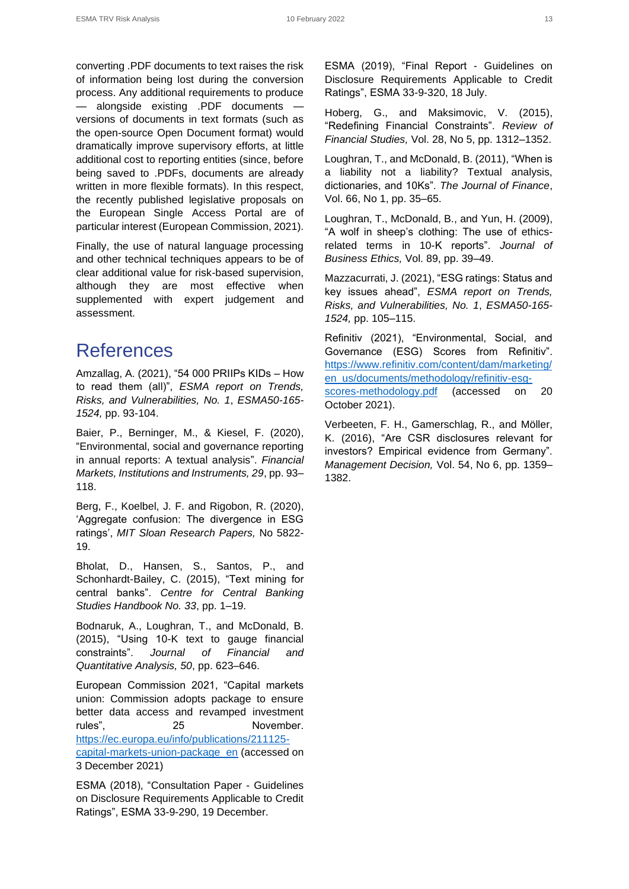converting .PDF documents to text raises the risk of information being lost during the conversion process. Any additional requirements to produce — alongside existing .PDF documents — versions of documents in text formats (such as the open-source Open Document format) would dramatically improve supervisory efforts, at little additional cost to reporting entities (since, before being saved to .PDFs, documents are already written in more flexible formats). In this respect, the recently published legislative proposals on the European Single Access Portal are of particular interest (European Commission, 2021).

Finally, the use of natural language processing and other technical techniques appears to be of clear additional value for risk-based supervision, although they are most effective when supplemented with expert judgement and assessment.

# References

Amzallag, A. (2021), "54 000 PRIIPs KIDs – How to read them (all)", *ESMA report on Trends, Risks, and Vulnerabilities, No. 1*, *ESMA50-165-1524,* pp. 93-104.

Baier, P., Berninger, M., & Kiesel, F. (2020), "Environmental, social and governance reporting in annual reports: A textual analysis". *Financial Markets, Institutions and Instruments, 29*, pp. 93–118.

Berg, F., Koelbel, J. F. and Rigobon, R. (2020), 'Aggregate confusion: The divergence in ESG ratings', *MIT Sloan Research Papers,* No 5822-19.

Bholat, D., Hansen, S., Santos, P., and Schonhardt-Bailey, C. (2015), "Text mining for central banks". *Centre for Central Banking Studies Handbook No. 33*, pp. 1–19.

Bodnaruk, A., Loughran, T., and McDonald, B. (2015), "Using 10-K text to gauge financial constraints". *Journal of Financial and Quantitative Analysis, 50*, pp. 623–646.

European Commission 2021, "Capital markets union: Commission adopts package to ensure better data access and revamped investment rules", 25 November. https://ec.europa.eu/info/publications/211125-capital-markets-union-package_en (accessed on 3 December 2021)

ESMA (2018), "Consultation Paper - Guidelines on Disclosure Requirements Applicable to Credit Ratings", ESMA 33-9-290, 19 December.

ESMA (2019), "Final Report - Guidelines on Disclosure Requirements Applicable to Credit Ratings", ESMA 33-9-320, 18 July.

Hoberg, G., and Maksimovic, V. (2015), "Redefining Financial Constraints". *Review of Financial Studies,* Vol. 28, No 5, pp. 1312–1352.

Loughran, T., and McDonald, B. (2011), "When is a liability not a liability? Textual analysis, dictionaries, and 10Ks". *The Journal of Finance*, Vol. 66, No 1, pp. 35–65.

Loughran, T., McDonald, B., and Yun, H. (2009), "A wolf in sheep's clothing: The use of ethics-related terms in 10-K reports". *Journal of Business Ethics,* Vol. 89, pp. 39–49.

Mazzacurrati, J. (2021), "ESG ratings: Status and key issues ahead", *ESMA report on Trends, Risks, and Vulnerabilities, No. 1*, *ESMA50-165-1524,* pp. 105–115.

Refinitiv (2021), "Environmental, Social, and Governance (ESG) Scores from Refinitiv". https://www.refinitiv.com/content/dam/marketing/en_us/documents/methodology/refinitiv-esg-scores-methodology.pdf (accessed on 20 October 2021).

Verbeeten, F. H., Gamerschlag, R., and Möller, K. (2016), "Are CSR disclosures relevant for investors? Empirical evidence from Germany". *Management Decision,* Vol. 54, No 6, pp. 1359–1382.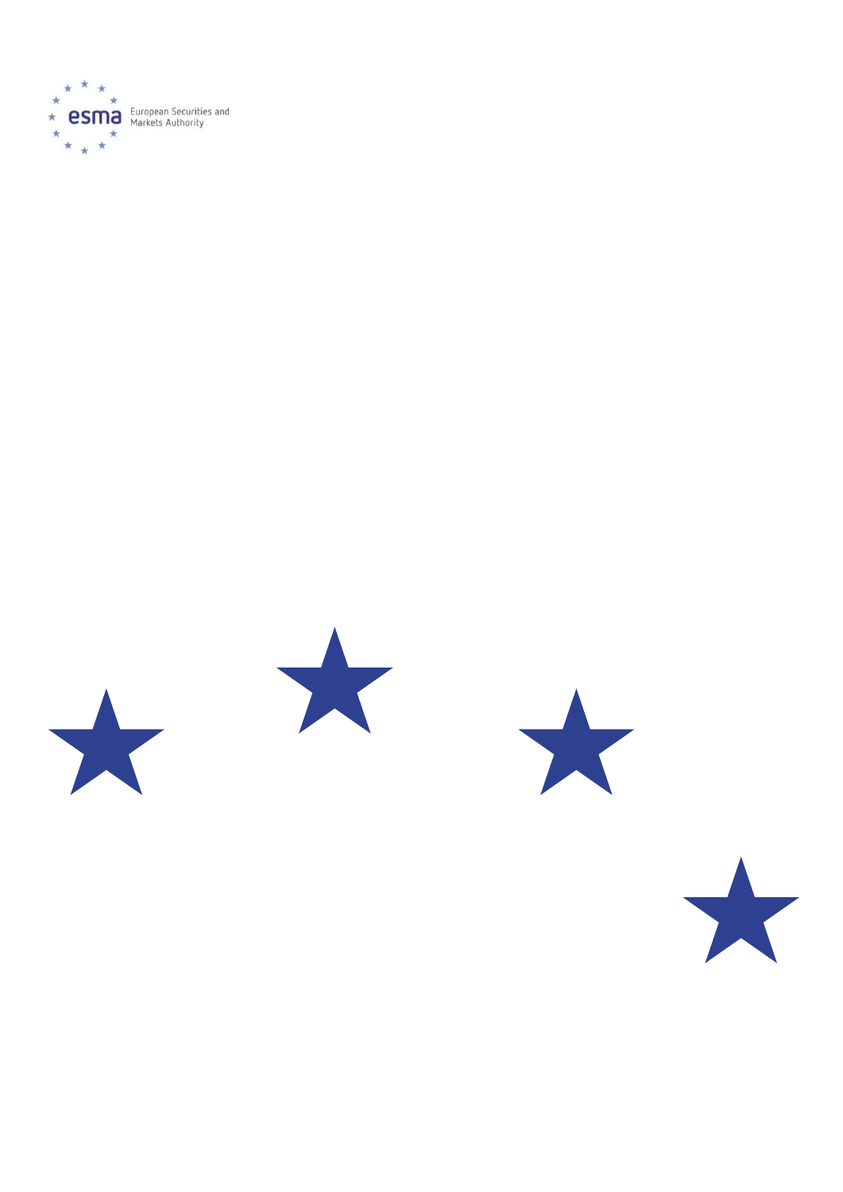European Securities and Markets Authority